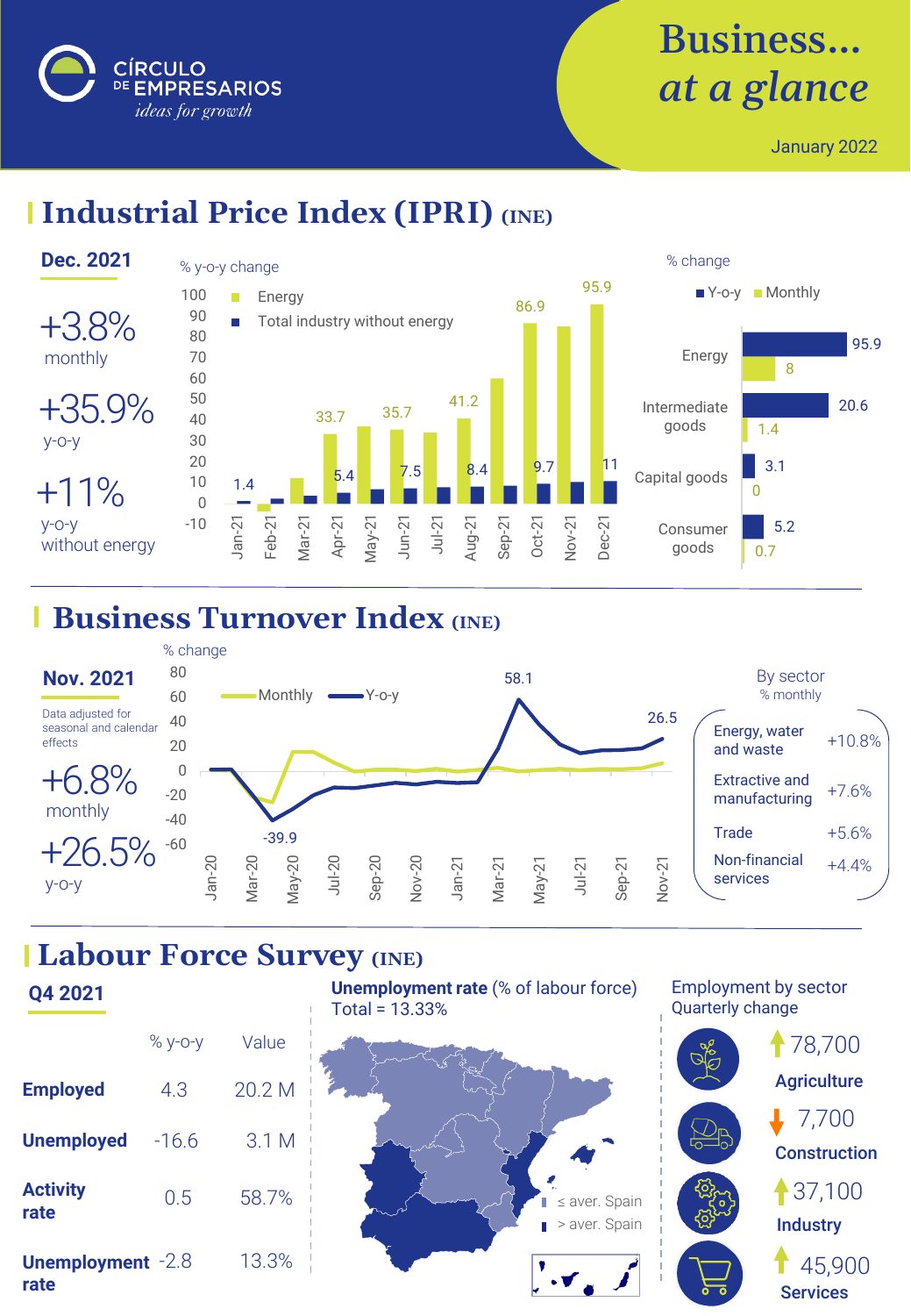CÍRCULO DE EMPRESARIOS
*ideas for growth*

# Business... *at a glance*

January 2022

## Industrial Price Index (IPRI) (INE)

**Dec. 2021**

+3.8%
monthly

+35.9%
y-o-y

+11%
y-o-y
without energy

% y-o-y change

- Energy
- Total industry without energy

| | Jan-21 | Feb-21 | Mar-21 | Apr-21 | May-21 | Jun-21 | Jul-21 | Aug-21 | Sep-21 | Oct-21 | Nov-21 | Dec-21 |
|---|---|---|---|---|---|---|---|---|---|---|---|---|
| Energy | | | | 33.7 | | 35.7 | | 41.2 | | 86.9 | | 95.9 |
| Total industry without energy | 1.4 | | | 5.4 | | 7.5 | | 8.4 | | 9.7 | | 11 |

% change

| | Y-o-y | Monthly |
|---|---|---|
| Energy | 95.9 | 8 |
| Intermediate goods | 20.6 | 1.4 |
| Capital goods | 3.1 | 0 |
| Consumer goods | 5.2 | 0.7 |

## Business Turnover Index (INE)

**Nov. 2021**

Data adjusted for seasonal and calendar effects

+6.8%
monthly

+26.5%
y-o-y

% change

- Monthly
- Y-o-y

Y-o-y: -39.9 (May-20); 58.1 (Apr-21); 26.5 (Nov-21)

By sector
% monthly

| Sector | % monthly |
|---|---|
| Energy, water and waste | +10.8% |
| Extractive and manufacturing | +7.6% |
| Trade | +5.6% |
| Non-financial services | +4.4% |

## Labour Force Survey (INE)

**Q4 2021**

| | % y-o-y | Value |
|---|---|---|
| **Employed** | 4.3 | 20.2 M |
| **Unemployed** | -16.6 | 3.1 M |
| **Activity rate** | 0.5 | 58.7% |
| **Unemployment rate** | -2.8 | 13.3% |

**Unemployment rate** (% of labour force)
Total = 13.33%

- ≤ aver. Spain
- > aver. Spain

Employment by sector
Quarterly change

| Sector | Quarterly change |
|---|---|
| Agriculture | ↑ 78,700 |
| Construction | ↓ 7,700 |
| Industry | ↑ 37,100 |
| Services | ↑ 45,900 |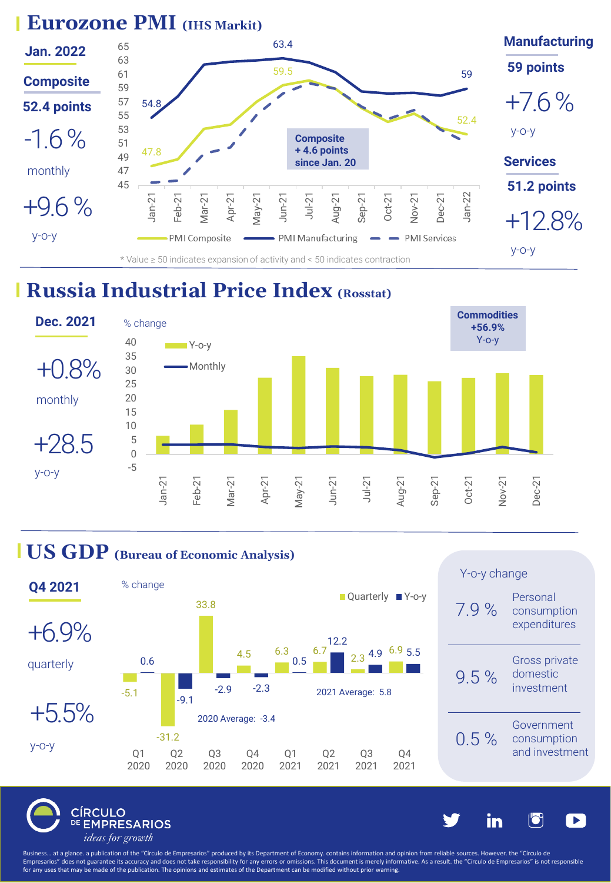# Eurozone PMI (IHS Markit)

**Jan. 2022**

**Composite**

**52.4 points**

-1.6 %

monthly

+9.6 %

y-o-y

65
63
61
59
57
55
53
51
49
47
45

63.4
59.5
59
54.8
52.4
47.8

Composite + 4.6 points since Jan. 20

Jan-21 Feb-21 Mar-21 Apr-21 May-21 Jun-21 Jul-21 Aug-21 Sep-21 Oct-21 Nov-21 Dec-21 Jan-22

PMI Composite — PMI Manufacturing — PMI Services

\* Value ≥ 50 indicates expansion of activity and < 50 indicates contraction

**Manufacturing**

**59 points**

+7.6 %

y-o-y

**Services**

**51.2 points**

+12.8%

y-o-y

# Russia Industrial Price Index (Rosstat)

**Dec. 2021**

+0.8%

monthly

+28.5

y-o-y

% change

40
35
30
25
20
15
10
5
0
-5

Y-o-y
Monthly

Commodities +56.9% Y-o-y

Jan-21 Feb-21 Mar-21 Apr-21 May-21 Jun-21 Jul-21 Aug-21 Sep-21 Oct-21 Nov-21 Dec-21

# US GDP (Bureau of Economic Analysis)

**Q4 2021**

+6.9%

quarterly

+5.5%

y-o-y

% change

Quarterly ■ Y-o-y

-5.1
0.6
-31.2
-9.1
33.8
-2.9
4.5
-2.3
6.3
0.5
6.7
12.2
2.3
4.9
6.9
5.5

2020 Average: -3.4

2021 Average: 5.8

Q1 2020 Q2 2020 Q3 2020 Q4 2020 Q1 2021 Q2 2021 Q3 2021 Q4 2021

Y-o-y change

7.9 % Personal consumption expenditures

9.5 % Gross private domestic investment

0.5 % Government consumption and investment

CÍRCULO DE EMPRESARIOS
*ideas for growth*

Business... at a glance. a publication of the "Círculo de Empresarios" produced by its Department of Economy. contains information and opinion from reliable sources. However. the "Círculo de Empresarios" does not guarantee its accuracy and does not take responsibility for any errors or omissions. This document is merely informative. As a result. the "Círculo de Empresarios" is not responsible for any uses that may be made of the publication. The opinions and estimates of the Department can be modified without prior warning.